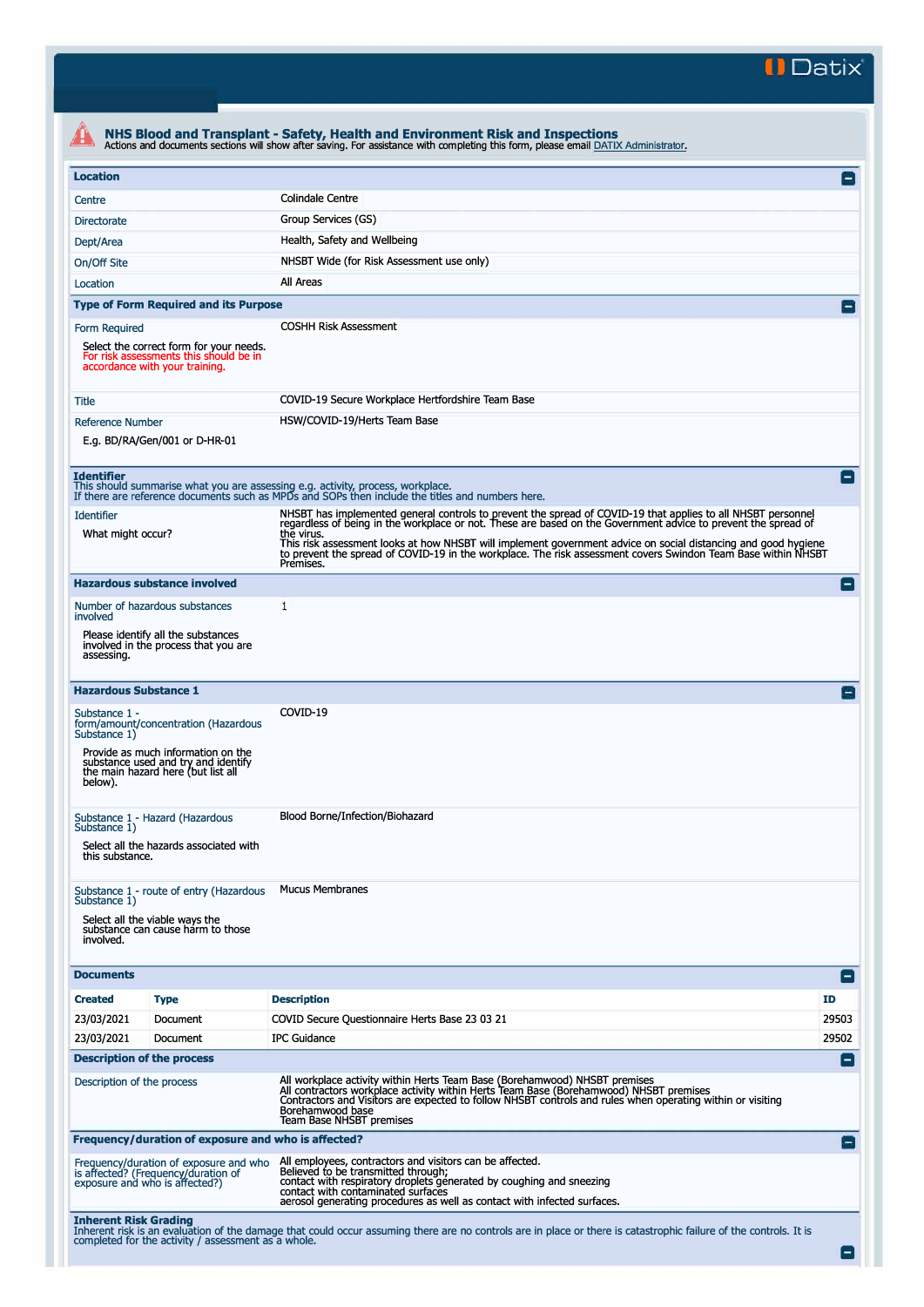# NHS Blood and Transplant - Safety, Health and Environment Risk and Inspections

Actions and documents sections will show after saving. For assistance with completing this form, please email DATIX Administrator.

## Location

| | |
|---|---|
| Centre | Colindale Centre |
| Directorate | Group Services (GS) |
| Dept/Area | Health, Safety and Wellbeing |
| On/Off Site | NHSBT Wide (for Risk Assessment use only) |
| Location | All Areas |

## Type of Form Required and its Purpose

| | |
|---|---|
| Form Required<br><br>Select the correct form for your needs. For risk assessments this should be in accordance with your training. | COSHH Risk Assessment |
| Title | COVID-19 Secure Workplace Hertfordshire Team Base |
| Reference Number<br><br>E.g. BD/RA/Gen/001 or D-HR-01 | HSW/COVID-19/Herts Team Base |

## Identifier

This should summarise what you are assessing e.g. activity, process, workplace.
If there are reference documents such as MPDs and SOPs then include the titles and numbers here.

| | |
|---|---|
| Identifier<br><br>What might occur? | NHSBT has implemented general controls to prevent the spread of COVID-19 that applies to all NHSBT personnel regardless of being in the workplace or not. These are based on the Government advice to prevent the spread of the virus.<br>This risk assessment looks at how NHSBT will implement government advice on social distancing and good hygiene to prevent the spread of COVID-19 in the workplace. The risk assessment covers Swindon Team Base within NHSBT Premises. |

## Hazardous substance involved

| | |
|---|---|
| Number of hazardous substances involved<br><br>Please identify all the substances involved in the process that you are assessing. | 1 |

## Hazardous Substance 1

| | |
|---|---|
| Substance 1 - form/amount/concentration (Hazardous Substance 1)<br><br>Provide as much information on the substance used and try and identify the main hazard here (but list all below). | COVID-19 |
| Substance 1 - Hazard (Hazardous Substance 1)<br><br>Select all the hazards associated with this substance. | Blood Borne/Infection/Biohazard |
| Substance 1 - route of entry (Hazardous Substance 1)<br><br>Select all the viable ways the substance can cause harm to those involved. | Mucus Membranes |

## Documents

| Created | Type | Description | ID |
|---|---|---|---|
| 23/03/2021 | Document | COVID Secure Questionnaire Herts Base 23 03 21 | 29503 |
| 23/03/2021 | Document | IPC Guidance | 29502 |

## Description of the process

| | |
|---|---|
| Description of the process | All workplace activity within Herts Team Base (Borehamwood) NHSBT premises<br>All contractors workplace activity within Herts Team Base (Borehamwood) NHSBT premises<br>Contractors and Visitors are expected to follow NHSBT controls and rules when operating within or visiting Borehamwood base<br>Team Base NHSBT premises |

## Frequency/duration of exposure and who is affected?

| | |
|---|---|
| Frequency/duration of exposure and who is affected? (Frequency/duration of exposure and who is affected?) | All employees, contractors and visitors can be affected.<br>Believed to be transmitted through;<br>contact with respiratory droplets generated by coughing and sneezing<br>contact with contaminated surfaces<br>aerosol generating procedures as well as contact with infected surfaces. |

## Inherent Risk Grading

Inherent risk is an evaluation of the damage that could occur assuming there are no controls are in place or there is catastrophic failure of the controls. It is completed for the activity / assessment as a whole.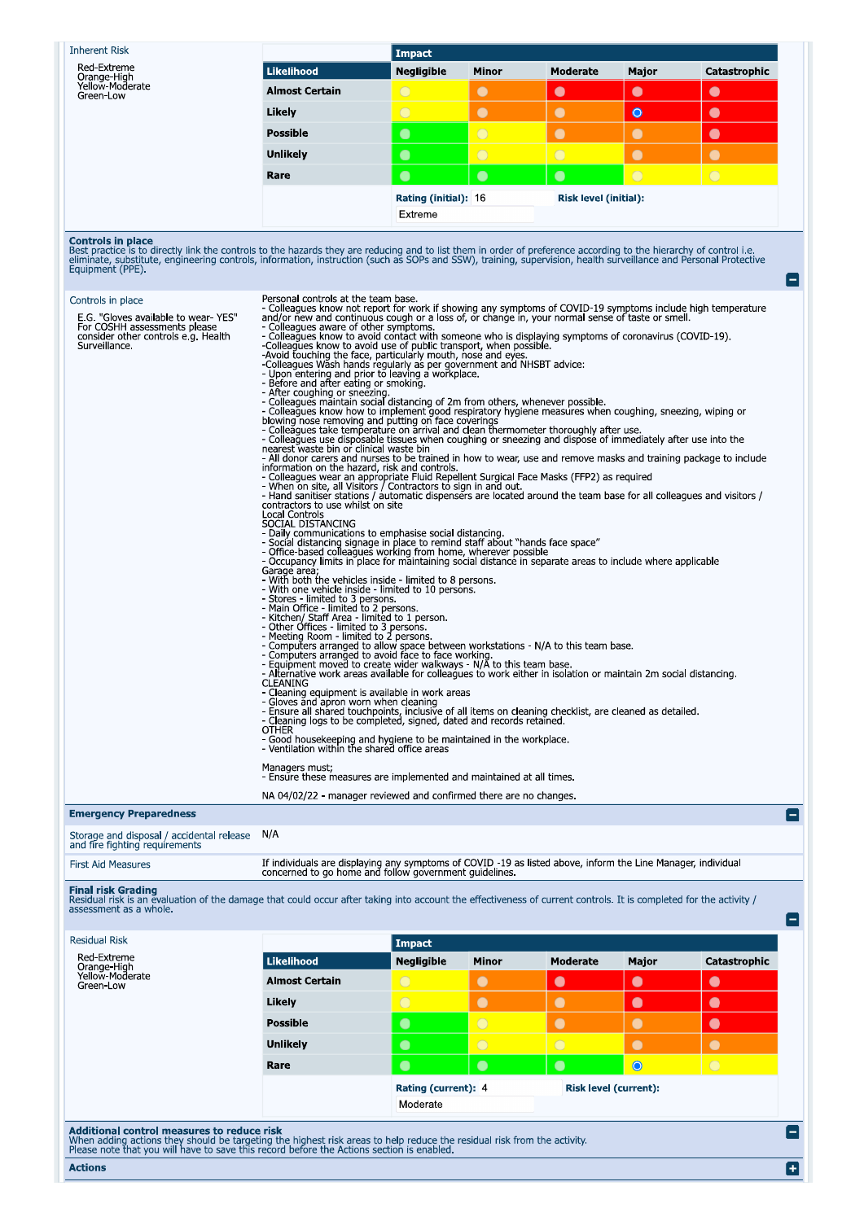Inherent Risk

Red-Extreme
Orange-High
Yellow-Moderate
Green-Low

| | Impact | | | | |
|---|---|---|---|---|---|
| **Likelihood** | **Negligible** | **Minor** | **Moderate** | **Major** | **Catastrophic** |
| **Almost Certain** | | | | | |
| **Likely** | | | | ● (selected) | |
| **Possible** | | | | | |
| **Unlikely** | | | | | |
| **Rare** | | | | | |

**Rating (initial):** 16 **Risk level (initial):** Extreme

**Controls in place**
Best practice is to directly link the controls to the hazards they are reducing and to list them in order of preference according to the hierarchy of control i.e. eliminate, substitute, engineering controls, information, instruction (such as SOPs and SSW), training, supervision, health surveillance and Personal Protective Equipment (PPE).

Controls in place

E.G. "Gloves available to wear- YES" For COSHH assessments please consider other controls e.g. Health Surveillance.

Personal controls at the team base.
- Colleagues know not report for work if showing any symptoms of COVID-19 symptoms include high temperature and/or new and continuous cough or a loss of, or change in, your normal sense of taste or smell.
- Colleagues aware of other symptoms.
- Colleagues know to avoid contact with someone who is displaying symptoms of coronavirus (COVID-19).
-Colleagues know to avoid use of public transport, when possible.
-Avoid touching the face, particularly mouth, nose and eyes.
-Colleagues Wash hands regularly as per government and NHSBT advice:
- Upon entering and prior to leaving a workplace.
- Before and after eating or smoking.
- After coughing or sneezing.
- Colleagues maintain social distancing of 2m from others, whenever possible.
- Colleagues know how to implement good respiratory hygiene measures when coughing, sneezing, wiping or blowing nose removing and putting on face coverings
- Colleagues take temperature on arrival and clean thermometer thoroughly after use.
- Colleagues use disposable tissues when coughing or sneezing and dispose of immediately after use into the nearest waste bin or clinical waste bin
- All donor carers and nurses to be trained in how to wear, use and remove masks and training package to include information on the hazard, risk and controls.
- Colleagues wear an appropriate Fluid Repellent Surgical Face Masks (FFP2) as required
- When on site, all Visitors / Contractors to sign in and out.
- Hand sanitiser stations / automatic dispensers are located around the team base for all colleagues and visitors / contractors to use whilst on site
Local Controls
SOCIAL DISTANCING
- Daily communications to emphasise social distancing.
- Social distancing signage in place to remind staff about "hands face space"
- Office-based colleagues working from home, wherever possible
- Occupancy limits in place for maintaining social distance in separate areas to include where applicable
Garage area;
- With both the vehicles inside - limited to 8 persons.
- With one vehicle inside - limited to 10 persons.
- Stores - limited to 3 persons.
- Main Office - limited to 2 persons.
- Kitchen/ Staff Area - limited to 1 person.
- Other Offices - limited to 3 persons.
- Meeting Room - limited to 2 persons.
- Computers arranged to allow space between workstations - N/A to this team base.
- Computers arranged to avoid face to face working.
- Equipment moved to create wider walkways - N/A to this team base.
- Alternative work areas available for colleagues to work either in isolation or maintain 2m social distancing.
CLEANING
- Cleaning equipment is available in work areas
- Gloves and apron worn when cleaning
- Ensure all shared touchpoints, inclusive of all items on cleaning checklist, are cleaned as detailed.
- Cleaning logs to be completed, signed, dated and records retained.
OTHER
- Good housekeeping and hygiene to be maintained in the workplace.
- Ventilation within the shared office areas

Managers must;
- Ensure these measures are implemented and maintained at all times.

NA 04/02/22 - manager reviewed and confirmed there are no changes.

**Emergency Preparedness**

| | |
|---|---|
| Storage and disposal / accidental release and fire fighting requirements | N/A |
| First Aid Measures | If individuals are displaying any symptoms of COVID -19 as listed above, inform the Line Manager, individual concerned to go home and follow government guidelines. |

**Final risk Grading**
Residual risk is an evaluation of the damage that could occur after taking into account the effectiveness of current controls. It is completed for the activity / assessment as a whole.

Residual Risk

Red-Extreme
Orange-High
Yellow-Moderate
Green-Low

| | Impact | | | | |
|---|---|---|---|---|---|
| **Likelihood** | **Negligible** | **Minor** | **Moderate** | **Major** | **Catastrophic** |
| **Almost Certain** | | | | | |
| **Likely** | | | | | |
| **Possible** | | | | | |
| **Unlikely** | | | | | |
| **Rare** | | | | ● (selected) | |

**Rating (current):** 4 **Risk level (current):** Moderate

**Additional control measures to reduce risk**
When adding actions they should be targeting the highest risk areas to help reduce the residual risk from the activity.
Please note that you will have to save this record before the Actions section is enabled.

**Actions**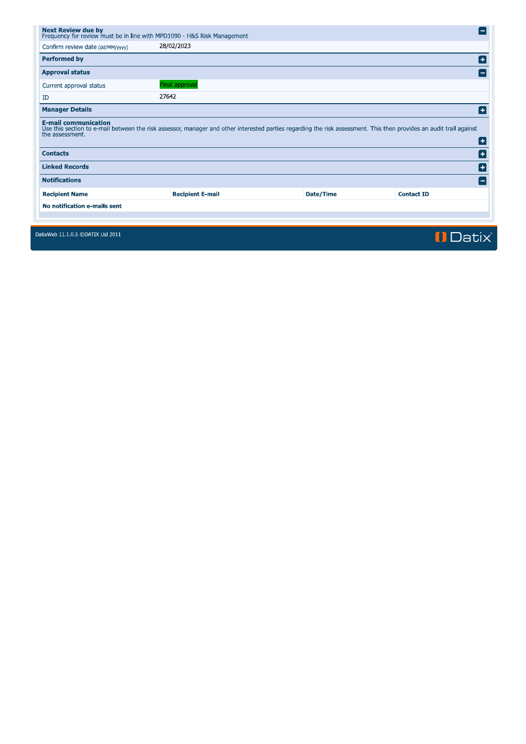**Next Review due by**
Frequency for review must be in line with MPD1090 - H&S Risk Management

| | |
|---|---|
| Confirm review date (dd/MM/yyyy) | 28/02/2023 |

**Performed by**

**Approval status**

| | |
|---|---|
| Current approval status | Final approval |
| ID | 27642 |

**Manager Details**

**E-mail communication**
Use this section to e-mail between the risk assessor, manager and other interested parties regarding the risk assessment. This then provides an audit trail against the assessment.

**Contacts**

**Linked Records**

**Notifications**

| Recipient Name | Recipient E-mail | Date/Time | Contact ID |
|---|---|---|---|
| **No notification e-mails sent** | | | |

DatixWeb 11.1.0.5 ©DATIX Ltd 2011

Datix